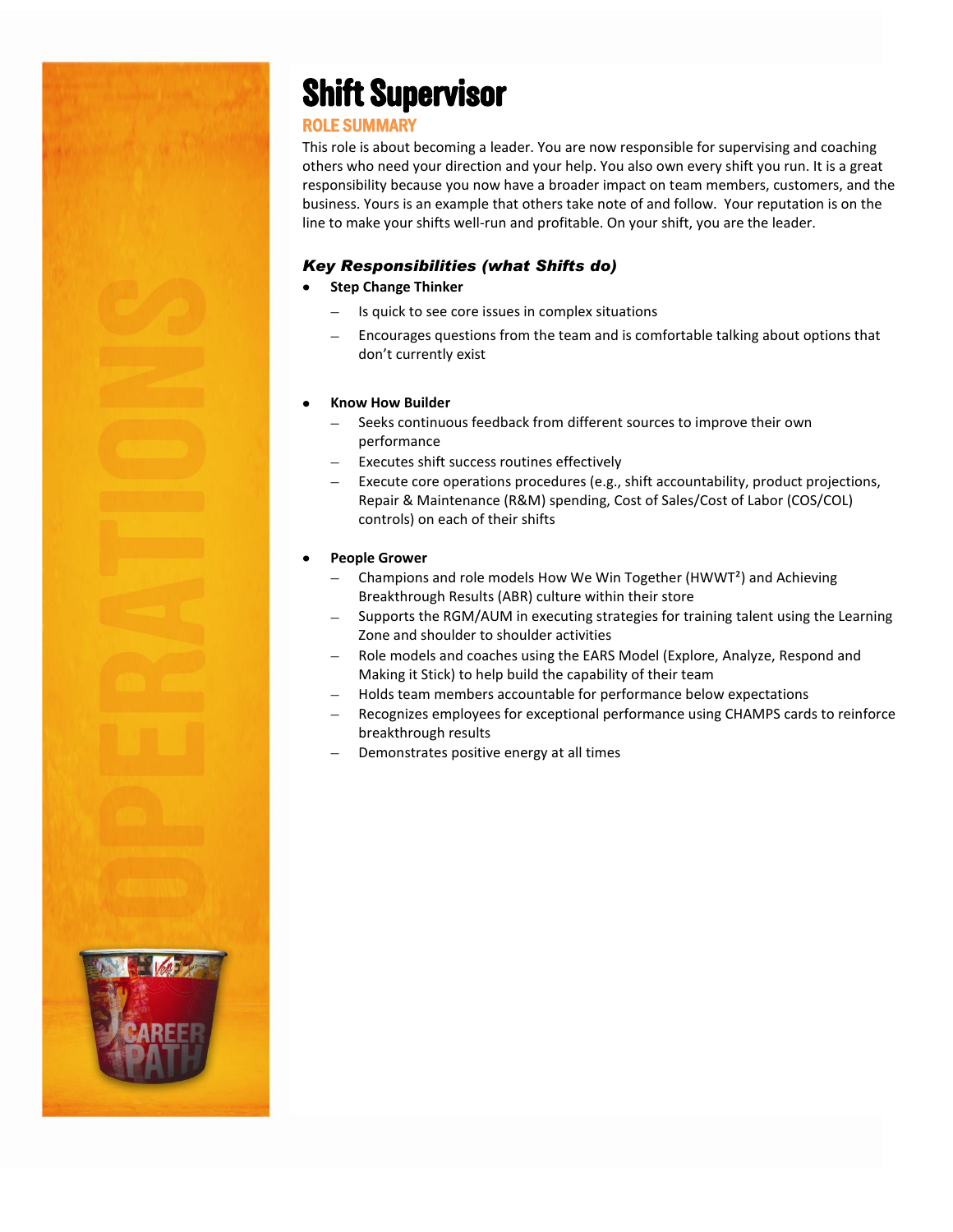# Shift Supervisor

## ROLE SUMMARY

This role is about becoming a leader. You are now responsible for supervising and coaching others who need your direction and your help. You also own every shift you run. It is a great responsibility because you now have a broader impact on team members, customers, and the business. Yours is an example that others take note of and follow. Your reputation is on the line to make your shifts well-run and profitable. On your shift, you are the leader.

### *Key Responsibilities (what Shifts do)*

- **Step Change Thinker**
  - Is quick to see core issues in complex situations
  - Encourages questions from the team and is comfortable talking about options that don't currently exist

- **Know How Builder**
  - Seeks continuous feedback from different sources to improve their own performance
  - Executes shift success routines effectively
  - Execute core operations procedures (e.g., shift accountability, product projections, Repair & Maintenance (R&M) spending, Cost of Sales/Cost of Labor (COS/COL) controls) on each of their shifts

- **People Grower**
  - Champions and role models How We Win Together (HWWT²) and Achieving Breakthrough Results (ABR) culture within their store
  - Supports the RGM/AUM in executing strategies for training talent using the Learning Zone and shoulder to shoulder activities
  - Role models and coaches using the EARS Model (Explore, Analyze, Respond and Making it Stick) to help build the capability of their team
  - Holds team members accountable for performance below expectations
  - Recognizes employees for exceptional performance using CHAMPS cards to reinforce breakthrough results
  - Demonstrates positive energy at all times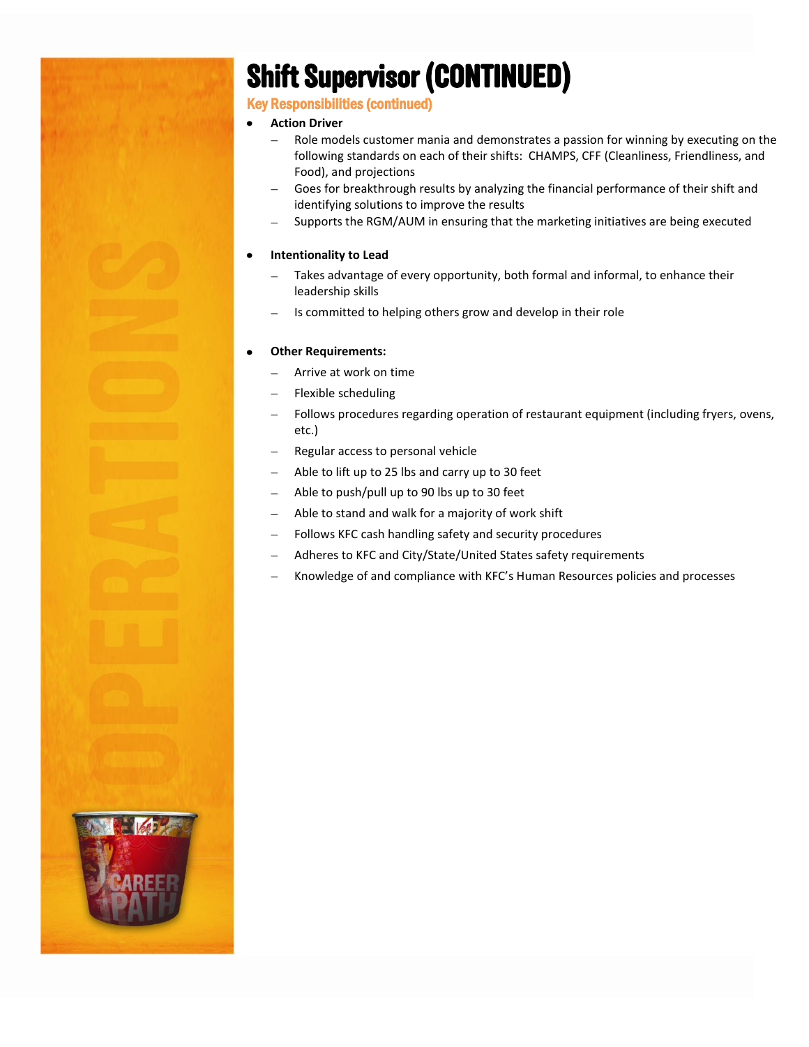# Shift Supervisor (CONTINUED)

## Key Responsibilities (continued)

- **Action Driver**
  - Role models customer mania and demonstrates a passion for winning by executing on the following standards on each of their shifts: CHAMPS, CFF (Cleanliness, Friendliness, and Food), and projections
  - Goes for breakthrough results by analyzing the financial performance of their shift and identifying solutions to improve the results
  - Supports the RGM/AUM in ensuring that the marketing initiatives are being executed

- **Intentionality to Lead**
  - Takes advantage of every opportunity, both formal and informal, to enhance their leadership skills
  - Is committed to helping others grow and develop in their role

- **Other Requirements:**
  - Arrive at work on time
  - Flexible scheduling
  - Follows procedures regarding operation of restaurant equipment (including fryers, ovens, etc.)
  - Regular access to personal vehicle
  - Able to lift up to 25 lbs and carry up to 30 feet
  - Able to push/pull up to 90 lbs up to 30 feet
  - Able to stand and walk for a majority of work shift
  - Follows KFC cash handling safety and security procedures
  - Adheres to KFC and City/State/United States safety requirements
  - Knowledge of and compliance with KFC's Human Resources policies and processes